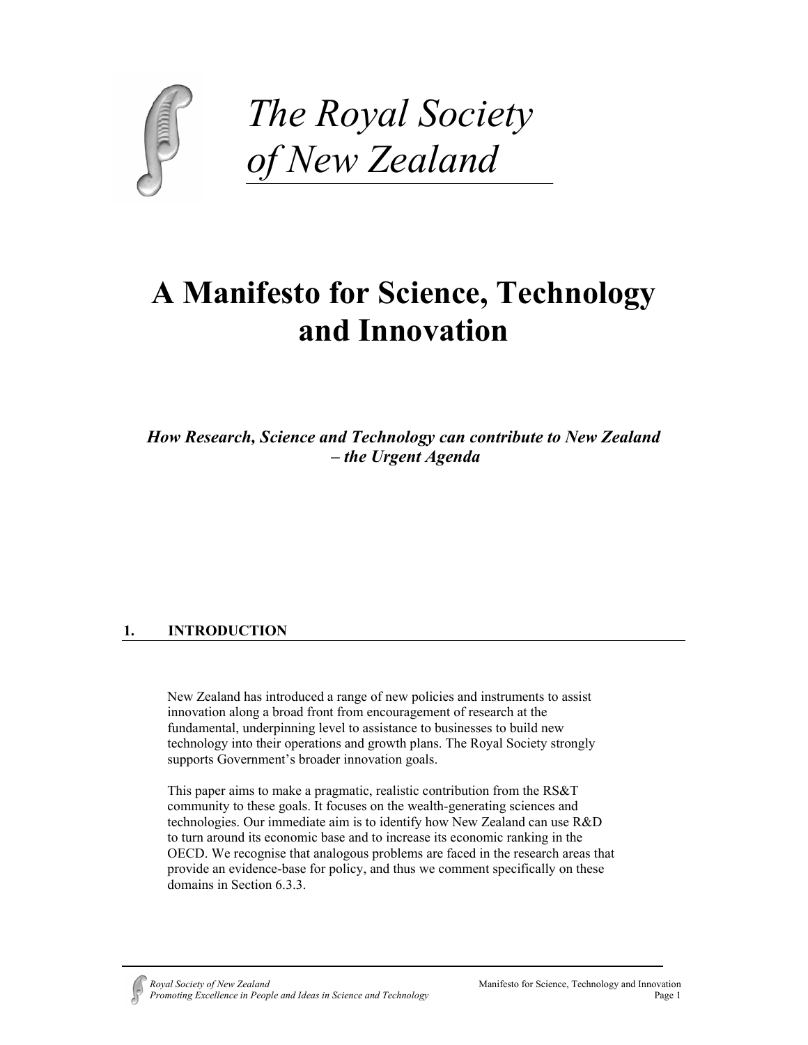# The Royal Society of New Zealand

# A Manifesto for Science, Technology and Innovation

***How Research, Science and Technology can contribute to New Zealand – the Urgent Agenda***

## 1. INTRODUCTION

New Zealand has introduced a range of new policies and instruments to assist innovation along a broad front from encouragement of research at the fundamental, underpinning level to assistance to businesses to build new technology into their operations and growth plans. The Royal Society strongly supports Government's broader innovation goals.

This paper aims to make a pragmatic, realistic contribution from the RS&T community to these goals. It focuses on the wealth-generating sciences and technologies. Our immediate aim is to identify how New Zealand can use R&D to turn around its economic base and to increase its economic ranking in the OECD. We recognise that analogous problems are faced in the research areas that provide an evidence-base for policy, and thus we comment specifically on these domains in Section 6.3.3.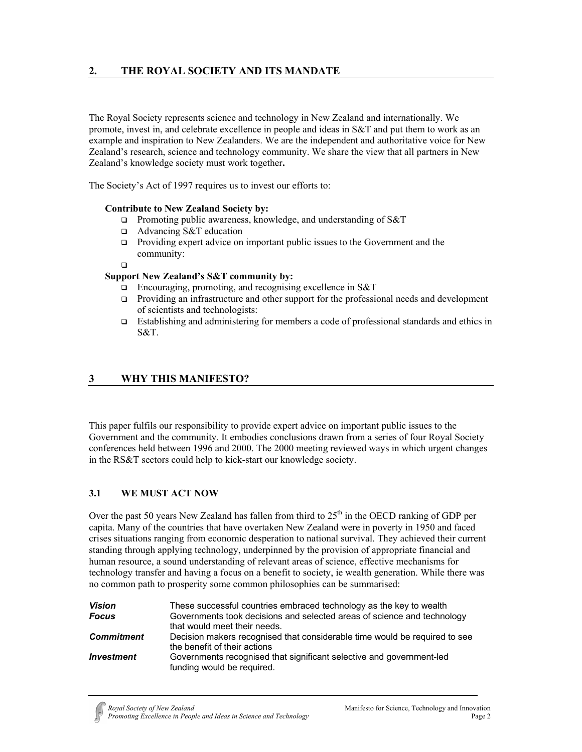## 2. THE ROYAL SOCIETY AND ITS MANDATE

The Royal Society represents science and technology in New Zealand and internationally. We promote, invest in, and celebrate excellence in people and ideas in S&T and put them to work as an example and inspiration to New Zealanders. We are the independent and authoritative voice for New Zealand's research, science and technology community. We share the view that all partners in New Zealand's knowledge society must work together**.**

The Society's Act of 1997 requires us to invest our efforts to:

**Contribute to New Zealand Society by:**

- Promoting public awareness, knowledge, and understanding of S&T
- Advancing S&T education
- Providing expert advice on important public issues to the Government and the community:

**Support New Zealand's S&T community by:**

- Encouraging, promoting, and recognising excellence in S&T
- Providing an infrastructure and other support for the professional needs and development of scientists and technologists:
- Establishing and administering for members a code of professional standards and ethics in S&T.

## 3 WHY THIS MANIFESTO?

This paper fulfils our responsibility to provide expert advice on important public issues to the Government and the community. It embodies conclusions drawn from a series of four Royal Society conferences held between 1996 and 2000. The 2000 meeting reviewed ways in which urgent changes in the RS&T sectors could help to kick-start our knowledge society.

### 3.1 WE MUST ACT NOW

Over the past 50 years New Zealand has fallen from third to 25th in the OECD ranking of GDP per capita. Many of the countries that have overtaken New Zealand were in poverty in 1950 and faced crises situations ranging from economic desperation to national survival. They achieved their current standing through applying technology, underpinned by the provision of appropriate financial and human resource, a sound understanding of relevant areas of science, effective mechanisms for technology transfer and having a focus on a benefit to society, ie wealth generation. While there was no common path to prosperity some common philosophies can be summarised:

| | |
|---|---|
| ***Vision*** | These successful countries embraced technology as the key to wealth |
| ***Focus*** | Governments took decisions and selected areas of science and technology that would meet their needs. |
| ***Commitment*** | Decision makers recognised that considerable time would be required to see the benefit of their actions |
| ***Investment*** | Governments recognised that significant selective and government-led funding would be required. |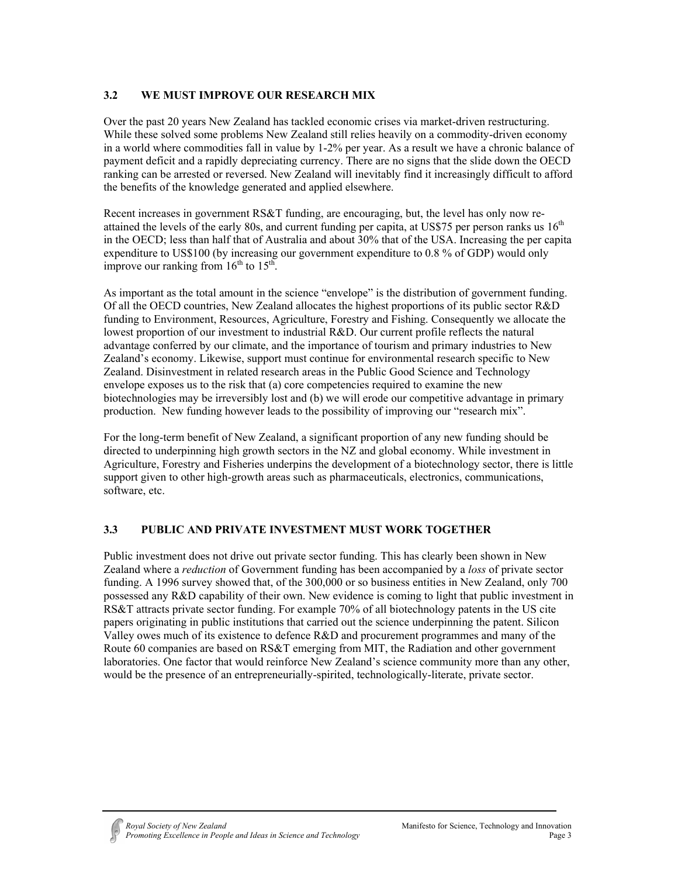### 3.2 WE MUST IMPROVE OUR RESEARCH MIX

Over the past 20 years New Zealand has tackled economic crises via market-driven restructuring. While these solved some problems New Zealand still relies heavily on a commodity-driven economy in a world where commodities fall in value by 1-2% per year. As a result we have a chronic balance of payment deficit and a rapidly depreciating currency. There are no signs that the slide down the OECD ranking can be arrested or reversed. New Zealand will inevitably find it increasingly difficult to afford the benefits of the knowledge generated and applied elsewhere.

Recent increases in government RS&T funding, are encouraging, but, the level has only now re-attained the levels of the early 80s, and current funding per capita, at US$75 per person ranks us 16th in the OECD; less than half that of Australia and about 30% that of the USA. Increasing the per capita expenditure to US$100 (by increasing our government expenditure to 0.8 % of GDP) would only improve our ranking from 16th to 15th.

As important as the total amount in the science "envelope" is the distribution of government funding. Of all the OECD countries, New Zealand allocates the highest proportions of its public sector R&D funding to Environment, Resources, Agriculture, Forestry and Fishing. Consequently we allocate the lowest proportion of our investment to industrial R&D. Our current profile reflects the natural advantage conferred by our climate, and the importance of tourism and primary industries to New Zealand's economy. Likewise, support must continue for environmental research specific to New Zealand. Disinvestment in related research areas in the Public Good Science and Technology envelope exposes us to the risk that (a) core competencies required to examine the new biotechnologies may be irreversibly lost and (b) we will erode our competitive advantage in primary production. New funding however leads to the possibility of improving our "research mix".

For the long-term benefit of New Zealand, a significant proportion of any new funding should be directed to underpinning high growth sectors in the NZ and global economy. While investment in Agriculture, Forestry and Fisheries underpins the development of a biotechnology sector, there is little support given to other high-growth areas such as pharmaceuticals, electronics, communications, software, etc.

### 3.3 PUBLIC AND PRIVATE INVESTMENT MUST WORK TOGETHER

Public investment does not drive out private sector funding. This has clearly been shown in New Zealand where a *reduction* of Government funding has been accompanied by a *loss* of private sector funding. A 1996 survey showed that, of the 300,000 or so business entities in New Zealand, only 700 possessed any R&D capability of their own. New evidence is coming to light that public investment in RS&T attracts private sector funding. For example 70% of all biotechnology patents in the US cite papers originating in public institutions that carried out the science underpinning the patent. Silicon Valley owes much of its existence to defence R&D and procurement programmes and many of the Route 60 companies are based on RS&T emerging from MIT, the Radiation and other government laboratories. One factor that would reinforce New Zealand's science community more than any other, would be the presence of an entrepreneurially-spirited, technologically-literate, private sector.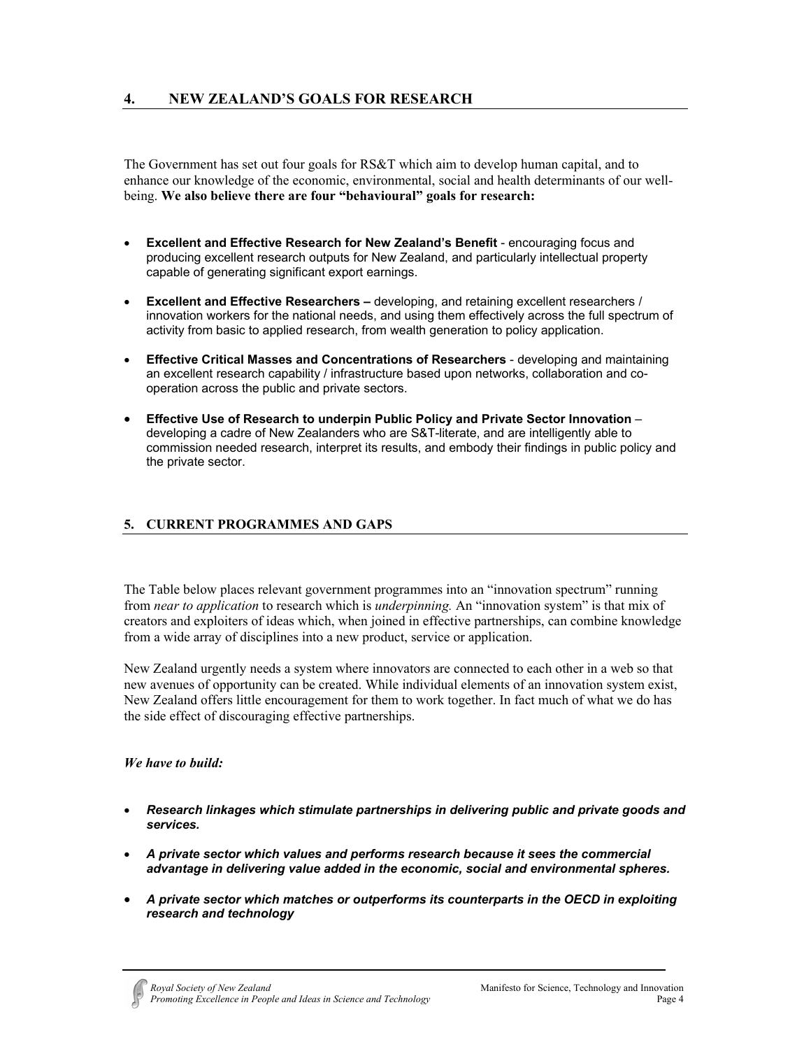## 4. NEW ZEALAND'S GOALS FOR RESEARCH

The Government has set out four goals for RS&T which aim to develop human capital, and to enhance our knowledge of the economic, environmental, social and health determinants of our well-being. **We also believe there are four "behavioural" goals for research:**

- **Excellent and Effective Research for New Zealand's Benefit** - encouraging focus and producing excellent research outputs for New Zealand, and particularly intellectual property capable of generating significant export earnings.
- **Excellent and Effective Researchers –** developing, and retaining excellent researchers / innovation workers for the national needs, and using them effectively across the full spectrum of activity from basic to applied research, from wealth generation to policy application.
- **Effective Critical Masses and Concentrations of Researchers** - developing and maintaining an excellent research capability / infrastructure based upon networks, collaboration and co-operation across the public and private sectors.
- **Effective Use of Research to underpin Public Policy and Private Sector Innovation** – developing a cadre of New Zealanders who are S&T-literate, and are intelligently able to commission needed research, interpret its results, and embody their findings in public policy and the private sector.

## 5. CURRENT PROGRAMMES AND GAPS

The Table below places relevant government programmes into an "innovation spectrum" running from *near to application* to research which is *underpinning.* An "innovation system" is that mix of creators and exploiters of ideas which, when joined in effective partnerships, can combine knowledge from a wide array of disciplines into a new product, service or application.

New Zealand urgently needs a system where innovators are connected to each other in a web so that new avenues of opportunity can be created. While individual elements of an innovation system exist, New Zealand offers little encouragement for them to work together. In fact much of what we do has the side effect of discouraging effective partnerships.

***We have to build:***

- ***Research linkages which stimulate partnerships in delivering public and private goods and services.***
- ***A private sector which values and performs research because it sees the commercial advantage in delivering value added in the economic, social and environmental spheres.***
- ***A private sector which matches or outperforms its counterparts in the OECD in exploiting research and technology***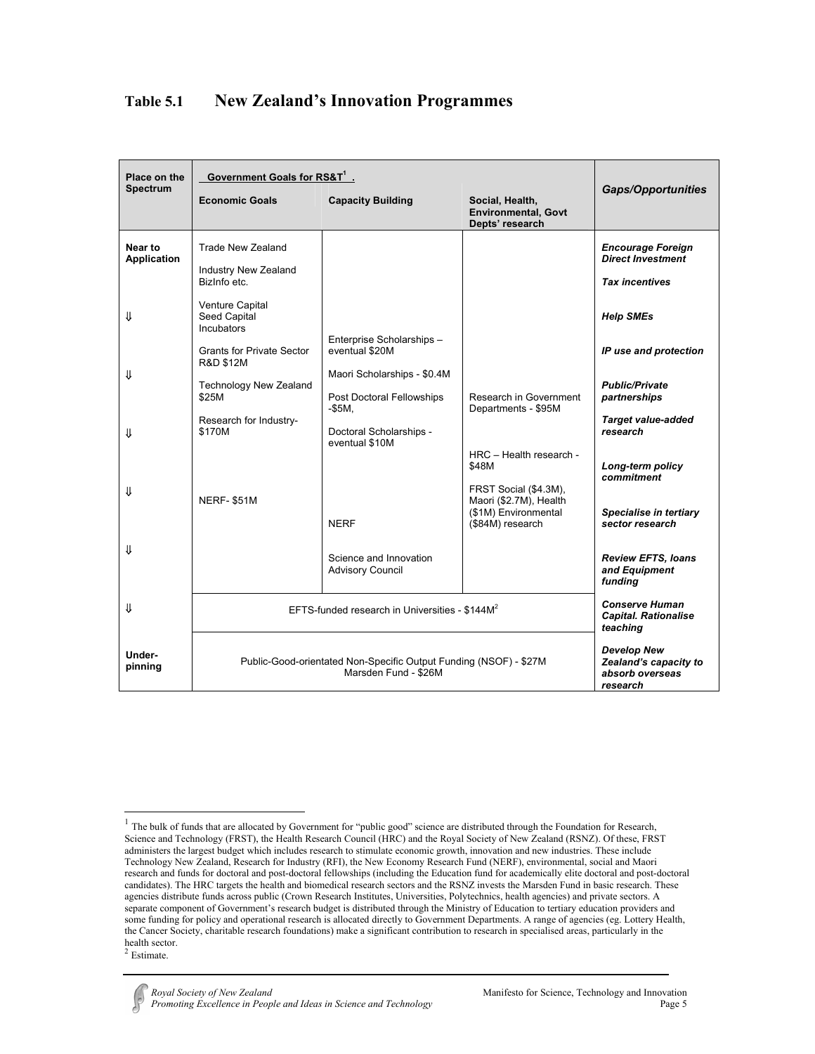## Table 5.1 New Zealand's Innovation Programmes

| Place on the Spectrum | Government Goals for RS&T[1] | | | *Gaps/Opportunities* |
|---|---|---|---|---|
| | Economic Goals | Capacity Building | Social, Health, Environmental, Govt Depts' research | |
| **Near to Application** | Trade New Zealand<br><br>Industry New Zealand BizInfo etc. | | | ***Encourage Foreign Direct Investment***<br><br>***Tax incentives*** |
| ⇓ | Venture Capital Seed Capital Incubators | | | ***Help SMEs*** |
| | Grants for Private Sector R&D $12M | Enterprise Scholarships – eventual $20M | | ***IP use and protection*** |
| ⇓ | Technology New Zealand $25M | Maori Scholarships - $0.4M<br><br>Post Doctoral Fellowships -$5M, | Research in Government Departments - $95M | ***Public/Private partnerships*** |
| ⇓ | Research for Industry-$170M | Doctoral Scholarships - eventual $10M | | ***Target value-added research*** |
| | | | HRC – Health research - $48M | ***Long-term policy commitment*** |
| ⇓ | NERF- $51M | NERF | FRST Social ($4.3M), Maori ($2.7M), Health ($1M) Environmental ($84M) research | ***Specialise in tertiary sector research*** |
| ⇓ | | Science and Innovation Advisory Council | | ***Review EFTS, loans and Equipment funding*** |
| ⇓ | EFTS-funded research in Universities - $144M[2] | | | ***Conserve Human Capital. Rationalise teaching*** |
| **Under-pinning** | Public-Good-orientated Non-Specific Output Funding (NSOF) - $27M<br>Marsden Fund - $26M | | | ***Develop New Zealand's capacity to absorb overseas research*** |

[1] The bulk of funds that are allocated by Government for "public good" science are distributed through the Foundation for Research, Science and Technology (FRST), the Health Research Council (HRC) and the Royal Society of New Zealand (RSNZ). Of these, FRST administers the largest budget which includes research to stimulate economic growth, innovation and new industries. These include Technology New Zealand, Research for Industry (RFI), the New Economy Research Fund (NERF), environmental, social and Maori research and funds for doctoral and post-doctoral fellowships (including the Education fund for academically elite doctoral and post-doctoral candidates). The HRC targets the health and biomedical research sectors and the RSNZ invests the Marsden Fund in basic research. These agencies distribute funds across public (Crown Research Institutes, Universities, Polytechnics, health agencies) and private sectors. A separate component of Government's research budget is distributed through the Ministry of Education to tertiary education providers and some funding for policy and operational research is allocated directly to Government Departments. A range of agencies (eg. Lottery Health, the Cancer Society, charitable research foundations) make a significant contribution to research in specialised areas, particularly in the health sector.

[2] Estimate.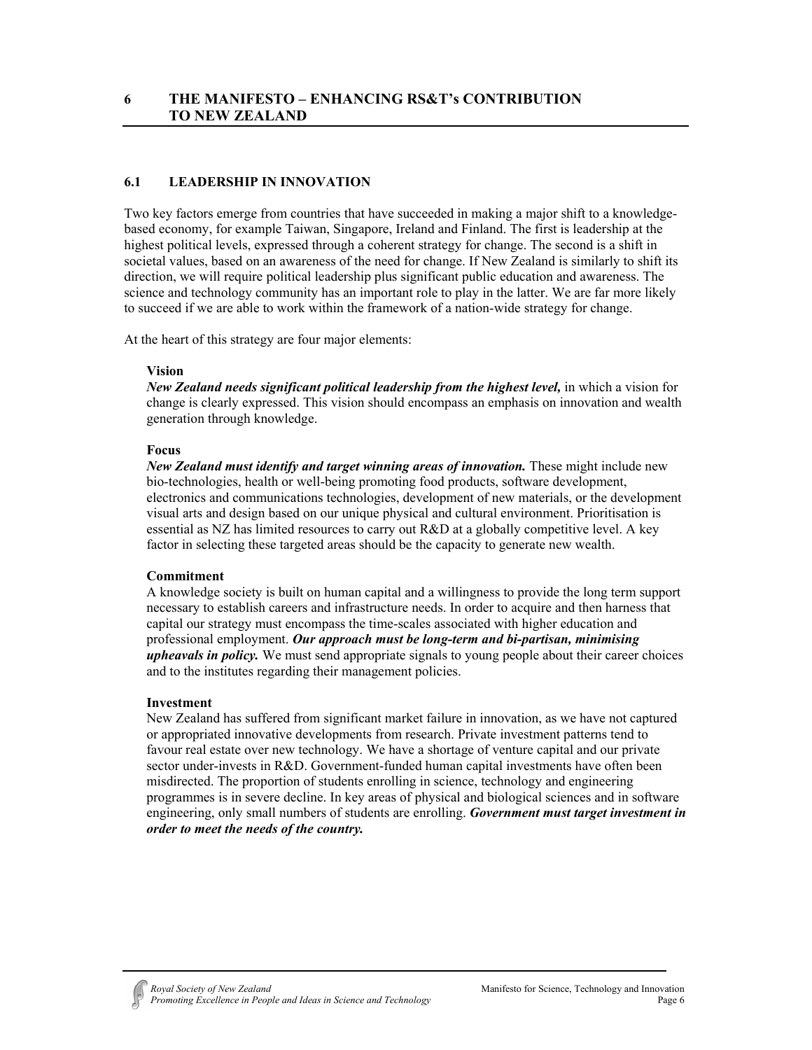# 6 THE MANIFESTO – ENHANCING RS&T's CONTRIBUTION TO NEW ZEALAND

## 6.1 LEADERSHIP IN INNOVATION

Two key factors emerge from countries that have succeeded in making a major shift to a knowledge-based economy, for example Taiwan, Singapore, Ireland and Finland. The first is leadership at the highest political levels, expressed through a coherent strategy for change. The second is a shift in societal values, based on an awareness of the need for change. If New Zealand is similarly to shift its direction, we will require political leadership plus significant public education and awareness. The science and technology community has an important role to play in the latter. We are far more likely to succeed if we are able to work within the framework of a nation-wide strategy for change.

At the heart of this strategy are four major elements:

**Vision**
***New Zealand needs significant political leadership from the highest level,*** in which a vision for change is clearly expressed. This vision should encompass an emphasis on innovation and wealth generation through knowledge.

**Focus**
***New Zealand must identify and target winning areas of innovation.*** These might include new bio-technologies, health or well-being promoting food products, software development, electronics and communications technologies, development of new materials, or the development visual arts and design based on our unique physical and cultural environment. Prioritisation is essential as NZ has limited resources to carry out R&D at a globally competitive level. A key factor in selecting these targeted areas should be the capacity to generate new wealth.

**Commitment**
A knowledge society is built on human capital and a willingness to provide the long term support necessary to establish careers and infrastructure needs. In order to acquire and then harness that capital our strategy must encompass the time-scales associated with higher education and professional employment. ***Our approach must be long-term and bi-partisan, minimising upheavals in policy.*** We must send appropriate signals to young people about their career choices and to the institutes regarding their management policies.

**Investment**
New Zealand has suffered from significant market failure in innovation, as we have not captured or appropriated innovative developments from research. Private investment patterns tend to favour real estate over new technology. We have a shortage of venture capital and our private sector under-invests in R&D. Government-funded human capital investments have often been misdirected. The proportion of students enrolling in science, technology and engineering programmes is in severe decline. In key areas of physical and biological sciences and in software engineering, only small numbers of students are enrolling. ***Government must target investment in order to meet the needs of the country.***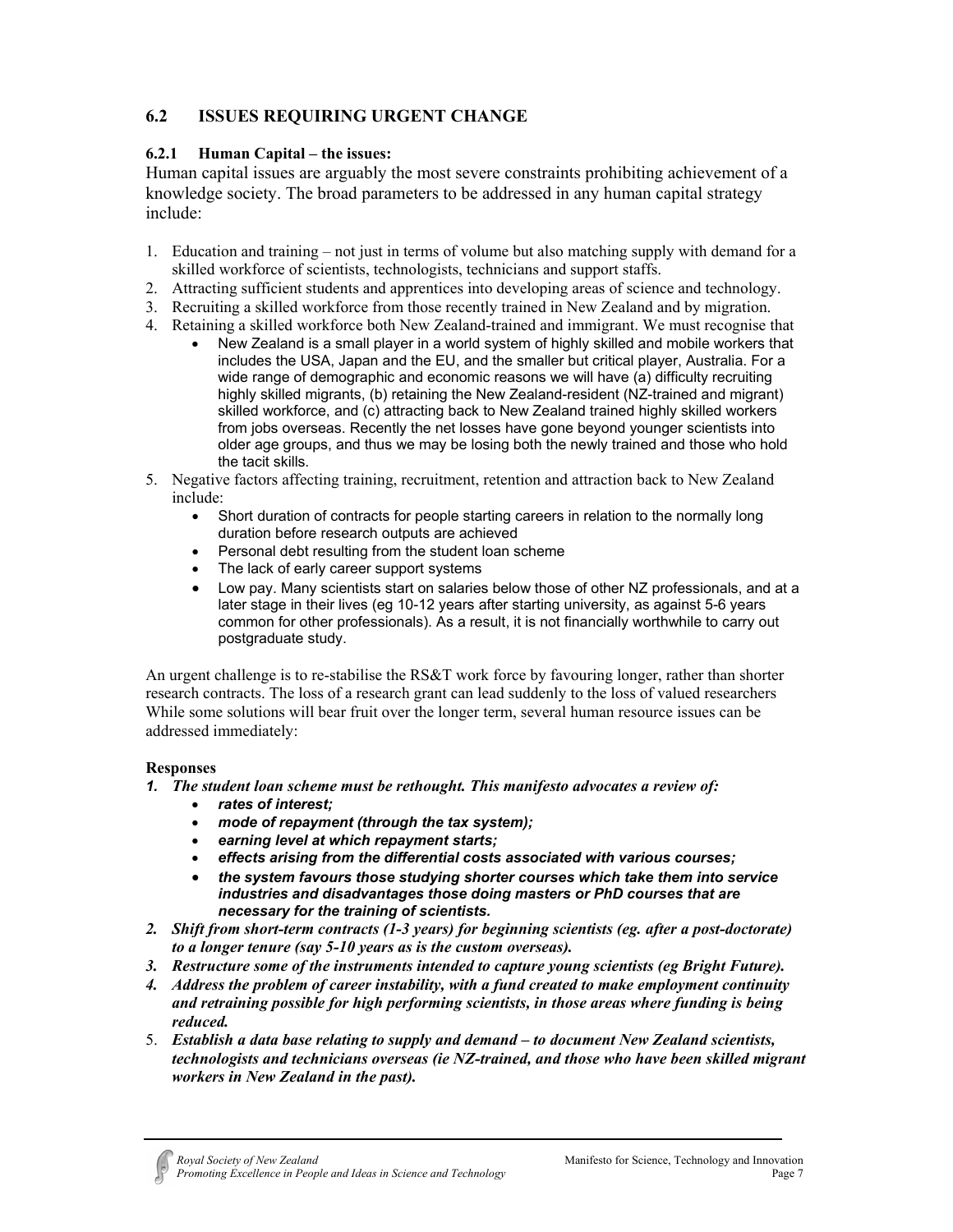## 6.2 ISSUES REQUIRING URGENT CHANGE

### 6.2.1 Human Capital – the issues:

Human capital issues are arguably the most severe constraints prohibiting achievement of a knowledge society. The broad parameters to be addressed in any human capital strategy include:

1. Education and training – not just in terms of volume but also matching supply with demand for a skilled workforce of scientists, technologists, technicians and support staffs.
2. Attracting sufficient students and apprentices into developing areas of science and technology.
3. Recruiting a skilled workforce from those recently trained in New Zealand and by migration.
4. Retaining a skilled workforce both New Zealand-trained and immigrant. We must recognise that
   - New Zealand is a small player in a world system of highly skilled and mobile workers that includes the USA, Japan and the EU, and the smaller but critical player, Australia. For a wide range of demographic and economic reasons we will have (a) difficulty recruiting highly skilled migrants, (b) retaining the New Zealand-resident (NZ-trained and migrant) skilled workforce, and (c) attracting back to New Zealand trained highly skilled workers from jobs overseas. Recently the net losses have gone beyond younger scientists into older age groups, and thus we may be losing both the newly trained and those who hold the tacit skills.
5. Negative factors affecting training, recruitment, retention and attraction back to New Zealand include:
   - Short duration of contracts for people starting careers in relation to the normally long duration before research outputs are achieved
   - Personal debt resulting from the student loan scheme
   - The lack of early career support systems
   - Low pay. Many scientists start on salaries below those of other NZ professionals, and at a later stage in their lives (eg 10-12 years after starting university, as against 5-6 years common for other professionals). As a result, it is not financially worthwhile to carry out postgraduate study.

An urgent challenge is to re-stabilise the RS&T work force by favouring longer, rather than shorter research contracts. The loss of a research grant can lead suddenly to the loss of valued researchers While some solutions will bear fruit over the longer term, several human resource issues can be addressed immediately:

**Responses**

1. ***The student loan scheme must be rethought. This manifesto advocates a review of:***
   - ***rates of interest;***
   - ***mode of repayment (through the tax system);***
   - ***earning level at which repayment starts;***
   - ***effects arising from the differential costs associated with various courses;***
   - ***the system favours those studying shorter courses which take them into service industries and disadvantages those doing masters or PhD courses that are necessary for the training of scientists.***
2. ***Shift from short-term contracts (1-3 years) for beginning scientists (eg. after a post-doctorate) to a longer tenure (say 5-10 years as is the custom overseas).***
3. ***Restructure some of the instruments intended to capture young scientists (eg Bright Future).***
4. ***Address the problem of career instability, with a fund created to make employment continuity and retraining possible for high performing scientists, in those areas where funding is being reduced.***
5. ***Establish a data base relating to supply and demand – to document New Zealand scientists, technologists and technicians overseas (ie NZ-trained, and those who have been skilled migrant workers in New Zealand in the past).***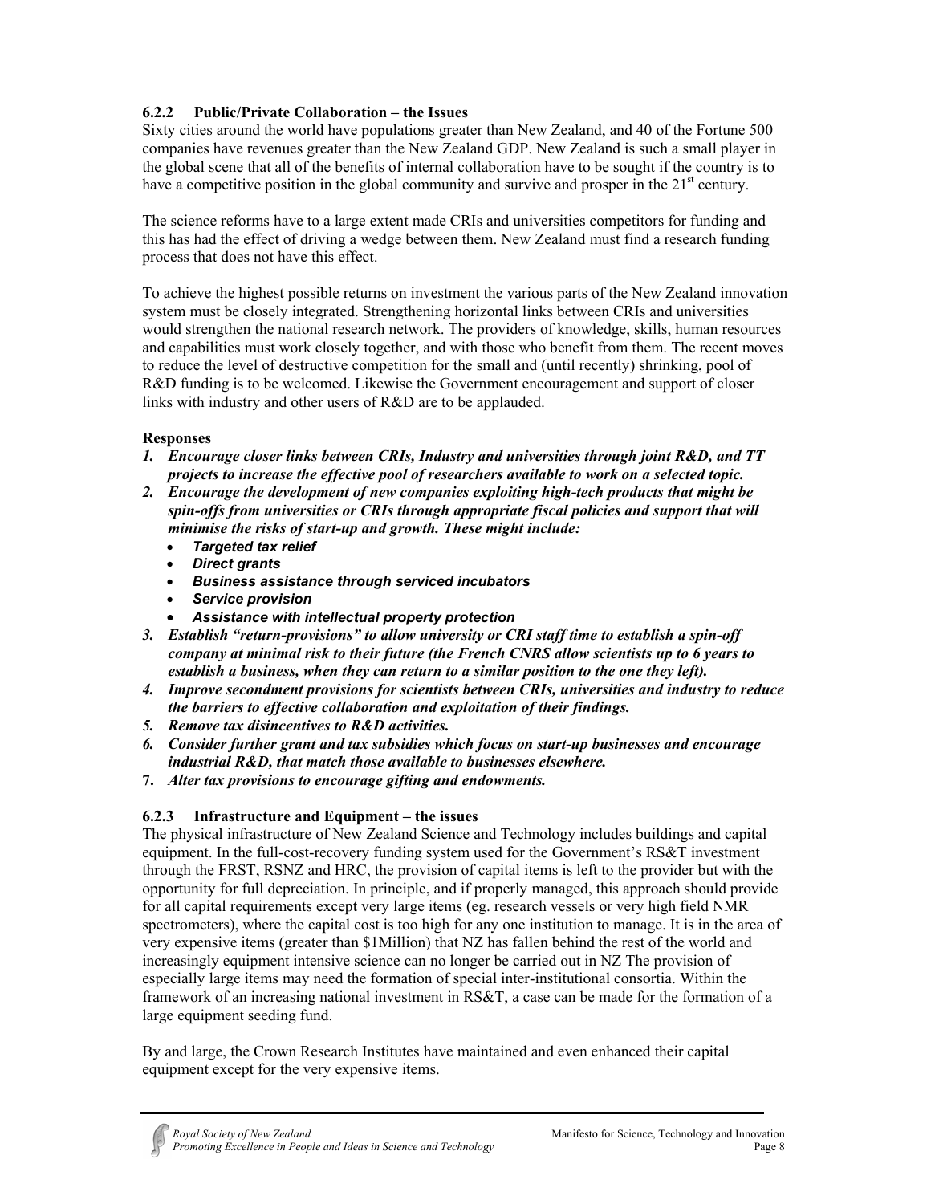### 6.2.2 Public/Private Collaboration – the Issues

Sixty cities around the world have populations greater than New Zealand, and 40 of the Fortune 500 companies have revenues greater than the New Zealand GDP. New Zealand is such a small player in the global scene that all of the benefits of internal collaboration have to be sought if the country is to have a competitive position in the global community and survive and prosper in the 21st century.

The science reforms have to a large extent made CRIs and universities competitors for funding and this has had the effect of driving a wedge between them. New Zealand must find a research funding process that does not have this effect.

To achieve the highest possible returns on investment the various parts of the New Zealand innovation system must be closely integrated. Strengthening horizontal links between CRIs and universities would strengthen the national research network. The providers of knowledge, skills, human resources and capabilities must work closely together, and with those who benefit from them. The recent moves to reduce the level of destructive competition for the small and (until recently) shrinking, pool of R&D funding is to be welcomed. Likewise the Government encouragement and support of closer links with industry and other users of R&D are to be applauded.

**Responses**

1. ***Encourage closer links between CRIs, Industry and universities through joint R&D, and TT projects to increase the effective pool of researchers available to work on a selected topic.***
2. ***Encourage the development of new companies exploiting high-tech products that might be spin-offs from universities or CRIs through appropriate fiscal policies and support that will minimise the risks of start-up and growth. These might include:***
   - ***Targeted tax relief***
   - ***Direct grants***
   - ***Business assistance through serviced incubators***
   - ***Service provision***
   - ***Assistance with intellectual property protection***
3. ***Establish "return-provisions" to allow university or CRI staff time to establish a spin-off company at minimal risk to their future (the French CNRS allow scientists up to 6 years to establish a business, when they can return to a similar position to the one they left).***
4. ***Improve secondment provisions for scientists between CRIs, universities and industry to reduce the barriers to effective collaboration and exploitation of their findings.***
5. ***Remove tax disincentives to R&D activities.***
6. ***Consider further grant and tax subsidies which focus on start-up businesses and encourage industrial R&D, that match those available to businesses elsewhere.***
7. ***Alter tax provisions to encourage gifting and endowments.***

### 6.2.3 Infrastructure and Equipment – the issues

The physical infrastructure of New Zealand Science and Technology includes buildings and capital equipment. In the full-cost-recovery funding system used for the Government's RS&T investment through the FRST, RSNZ and HRC, the provision of capital items is left to the provider but with the opportunity for full depreciation. In principle, and if properly managed, this approach should provide for all capital requirements except very large items (eg. research vessels or very high field NMR spectrometers), where the capital cost is too high for any one institution to manage. It is in the area of very expensive items (greater than $1Million) that NZ has fallen behind the rest of the world and increasingly equipment intensive science can no longer be carried out in NZ The provision of especially large items may need the formation of special inter-institutional consortia. Within the framework of an increasing national investment in RS&T, a case can be made for the formation of a large equipment seeding fund.

By and large, the Crown Research Institutes have maintained and even enhanced their capital equipment except for the very expensive items.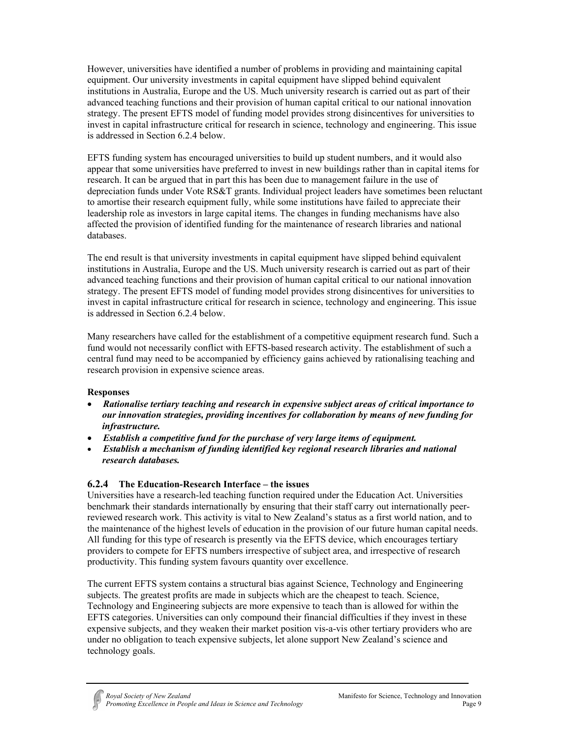However, universities have identified a number of problems in providing and maintaining capital equipment. Our university investments in capital equipment have slipped behind equivalent institutions in Australia, Europe and the US. Much university research is carried out as part of their advanced teaching functions and their provision of human capital critical to our national innovation strategy. The present EFTS model of funding model provides strong disincentives for universities to invest in capital infrastructure critical for research in science, technology and engineering. This issue is addressed in Section 6.2.4 below.

EFTS funding system has encouraged universities to build up student numbers, and it would also appear that some universities have preferred to invest in new buildings rather than in capital items for research. It can be argued that in part this has been due to management failure in the use of depreciation funds under Vote RS&T grants. Individual project leaders have sometimes been reluctant to amortise their research equipment fully, while some institutions have failed to appreciate their leadership role as investors in large capital items. The changes in funding mechanisms have also affected the provision of identified funding for the maintenance of research libraries and national databases.

The end result is that university investments in capital equipment have slipped behind equivalent institutions in Australia, Europe and the US. Much university research is carried out as part of their advanced teaching functions and their provision of human capital critical to our national innovation strategy. The present EFTS model of funding model provides strong disincentives for universities to invest in capital infrastructure critical for research in science, technology and engineering. This issue is addressed in Section 6.2.4 below.

Many researchers have called for the establishment of a competitive equipment research fund. Such a fund would not necessarily conflict with EFTS-based research activity. The establishment of such a central fund may need to be accompanied by efficiency gains achieved by rationalising teaching and research provision in expensive science areas.

**Responses**

- ***Rationalise tertiary teaching and research in expensive subject areas of critical importance to our innovation strategies, providing incentives for collaboration by means of new funding for infrastructure.***
- ***Establish a competitive fund for the purchase of very large items of equipment.***
- ***Establish a mechanism of funding identified key regional research libraries and national research databases.***

### 6.2.4 The Education-Research Interface – the issues

Universities have a research-led teaching function required under the Education Act. Universities benchmark their standards internationally by ensuring that their staff carry out internationally peer-reviewed research work. This activity is vital to New Zealand's status as a first world nation, and to the maintenance of the highest levels of education in the provision of our future human capital needs. All funding for this type of research is presently via the EFTS device, which encourages tertiary providers to compete for EFTS numbers irrespective of subject area, and irrespective of research productivity. This funding system favours quantity over excellence.

The current EFTS system contains a structural bias against Science, Technology and Engineering subjects. The greatest profits are made in subjects which are the cheapest to teach. Science, Technology and Engineering subjects are more expensive to teach than is allowed for within the EFTS categories. Universities can only compound their financial difficulties if they invest in these expensive subjects, and they weaken their market position vis-a-vis other tertiary providers who are under no obligation to teach expensive subjects, let alone support New Zealand's science and technology goals.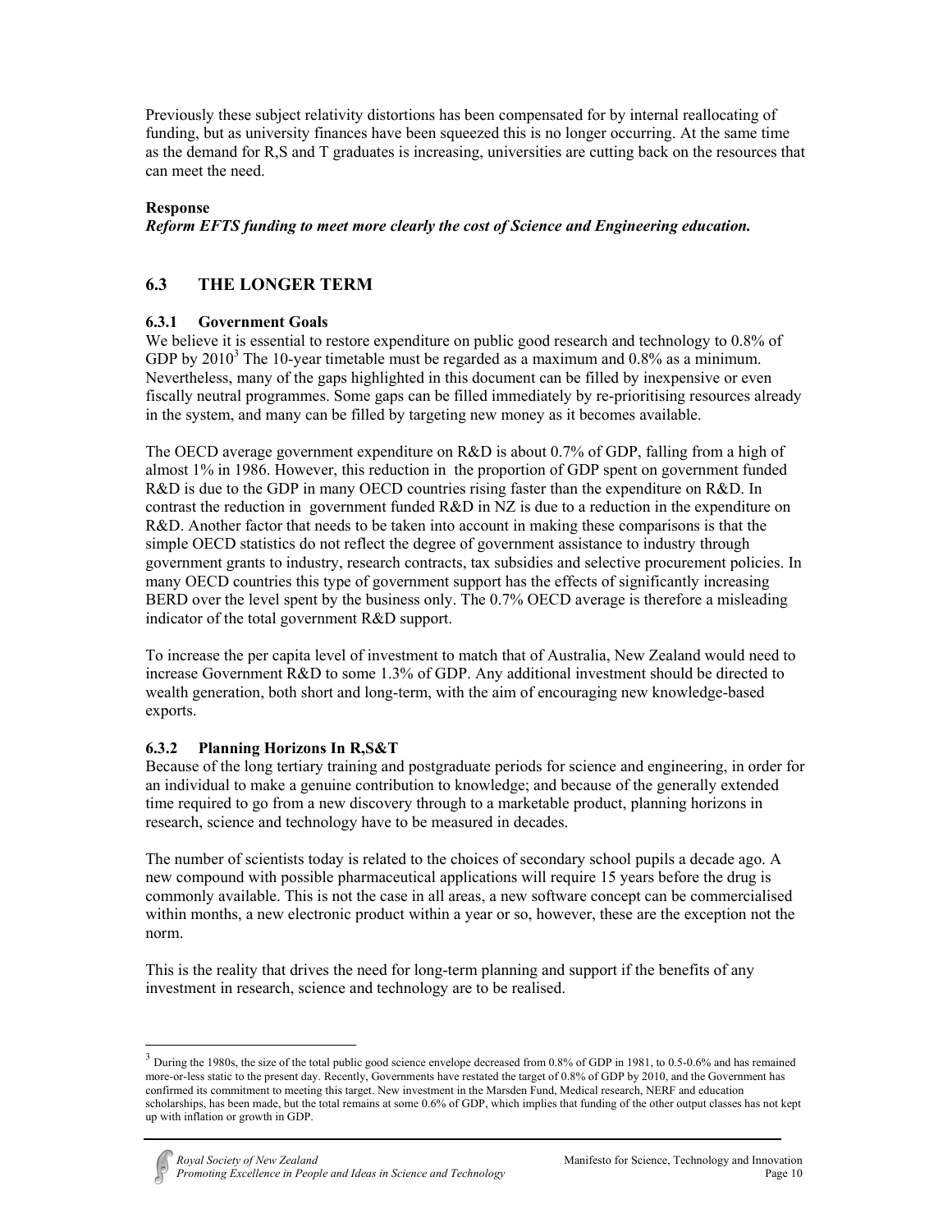Previously these subject relativity distortions has been compensated for by internal reallocating of funding, but as university finances have been squeezed this is no longer occurring. At the same time as the demand for R,S and T graduates is increasing, universities are cutting back on the resources that can meet the need.

**Response**

***Reform EFTS funding to meet more clearly the cost of Science and Engineering education.***

## 6.3 THE LONGER TERM

### 6.3.1 Government Goals

We believe it is essential to restore expenditure on public good research and technology to 0.8% of GDP by 2010[3] The 10-year timetable must be regarded as a maximum and 0.8% as a minimum. Nevertheless, many of the gaps highlighted in this document can be filled by inexpensive or even fiscally neutral programmes. Some gaps can be filled immediately by re-prioritising resources already in the system, and many can be filled by targeting new money as it becomes available.

The OECD average government expenditure on R&D is about 0.7% of GDP, falling from a high of almost 1% in 1986. However, this reduction in the proportion of GDP spent on government funded R&D is due to the GDP in many OECD countries rising faster than the expenditure on R&D. In contrast the reduction in government funded R&D in NZ is due to a reduction in the expenditure on R&D. Another factor that needs to be taken into account in making these comparisons is that the simple OECD statistics do not reflect the degree of government assistance to industry through government grants to industry, research contracts, tax subsidies and selective procurement policies. In many OECD countries this type of government support has the effects of significantly increasing BERD over the level spent by the business only. The 0.7% OECD average is therefore a misleading indicator of the total government R&D support.

To increase the per capita level of investment to match that of Australia, New Zealand would need to increase Government R&D to some 1.3% of GDP. Any additional investment should be directed to wealth generation, both short and long-term, with the aim of encouraging new knowledge-based exports.

### 6.3.2 Planning Horizons In R,S&T

Because of the long tertiary training and postgraduate periods for science and engineering, in order for an individual to make a genuine contribution to knowledge; and because of the generally extended time required to go from a new discovery through to a marketable product, planning horizons in research, science and technology have to be measured in decades.

The number of scientists today is related to the choices of secondary school pupils a decade ago. A new compound with possible pharmaceutical applications will require 15 years before the drug is commonly available. This is not the case in all areas, a new software concept can be commercialised within months, a new electronic product within a year or so, however, these are the exception not the norm.

This is the reality that drives the need for long-term planning and support if the benefits of any investment in research, science and technology are to be realised.

---

[3] During the 1980s, the size of the total public good science envelope decreased from 0.8% of GDP in 1981, to 0.5-0.6% and has remained more-or-less static to the present day. Recently, Governments have restated the target of 0.8% of GDP by 2010, and the Government has confirmed its commitment to meeting this target. New investment in the Marsden Fund, Medical research, NERF and education scholarships, has been made, but the total remains at some 0.6% of GDP, which implies that funding of the other output classes has not kept up with inflation or growth in GDP.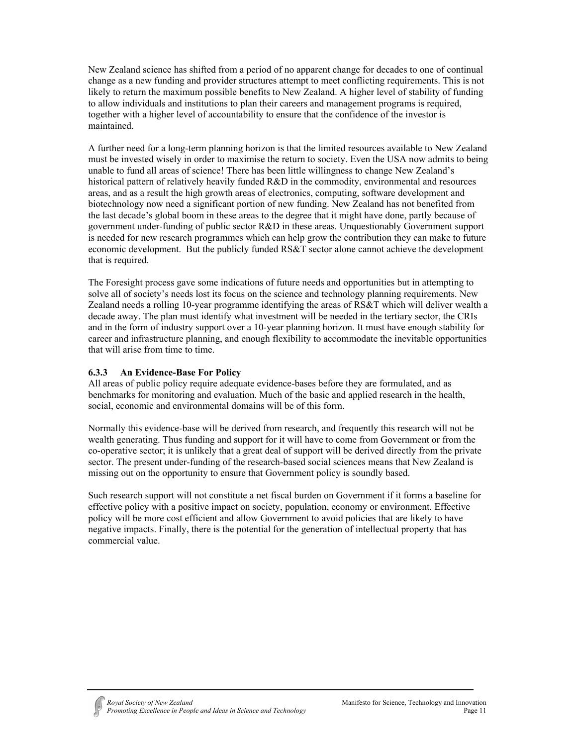New Zealand science has shifted from a period of no apparent change for decades to one of continual change as a new funding and provider structures attempt to meet conflicting requirements. This is not likely to return the maximum possible benefits to New Zealand. A higher level of stability of funding to allow individuals and institutions to plan their careers and management programs is required, together with a higher level of accountability to ensure that the confidence of the investor is maintained.

A further need for a long-term planning horizon is that the limited resources available to New Zealand must be invested wisely in order to maximise the return to society. Even the USA now admits to being unable to fund all areas of science! There has been little willingness to change New Zealand's historical pattern of relatively heavily funded R&D in the commodity, environmental and resources areas, and as a result the high growth areas of electronics, computing, software development and biotechnology now need a significant portion of new funding. New Zealand has not benefited from the last decade's global boom in these areas to the degree that it might have done, partly because of government under-funding of public sector R&D in these areas. Unquestionably Government support is needed for new research programmes which can help grow the contribution they can make to future economic development. But the publicly funded RS&T sector alone cannot achieve the development that is required.

The Foresight process gave some indications of future needs and opportunities but in attempting to solve all of society's needs lost its focus on the science and technology planning requirements. New Zealand needs a rolling 10-year programme identifying the areas of RS&T which will deliver wealth a decade away. The plan must identify what investment will be needed in the tertiary sector, the CRIs and in the form of industry support over a 10-year planning horizon. It must have enough stability for career and infrastructure planning, and enough flexibility to accommodate the inevitable opportunities that will arise from time to time.

### 6.3.3 An Evidence-Base For Policy

All areas of public policy require adequate evidence-bases before they are formulated, and as benchmarks for monitoring and evaluation. Much of the basic and applied research in the health, social, economic and environmental domains will be of this form.

Normally this evidence-base will be derived from research, and frequently this research will not be wealth generating. Thus funding and support for it will have to come from Government or from the co-operative sector; it is unlikely that a great deal of support will be derived directly from the private sector. The present under-funding of the research-based social sciences means that New Zealand is missing out on the opportunity to ensure that Government policy is soundly based.

Such research support will not constitute a net fiscal burden on Government if it forms a baseline for effective policy with a positive impact on society, population, economy or environment. Effective policy will be more cost efficient and allow Government to avoid policies that are likely to have negative impacts. Finally, there is the potential for the generation of intellectual property that has commercial value.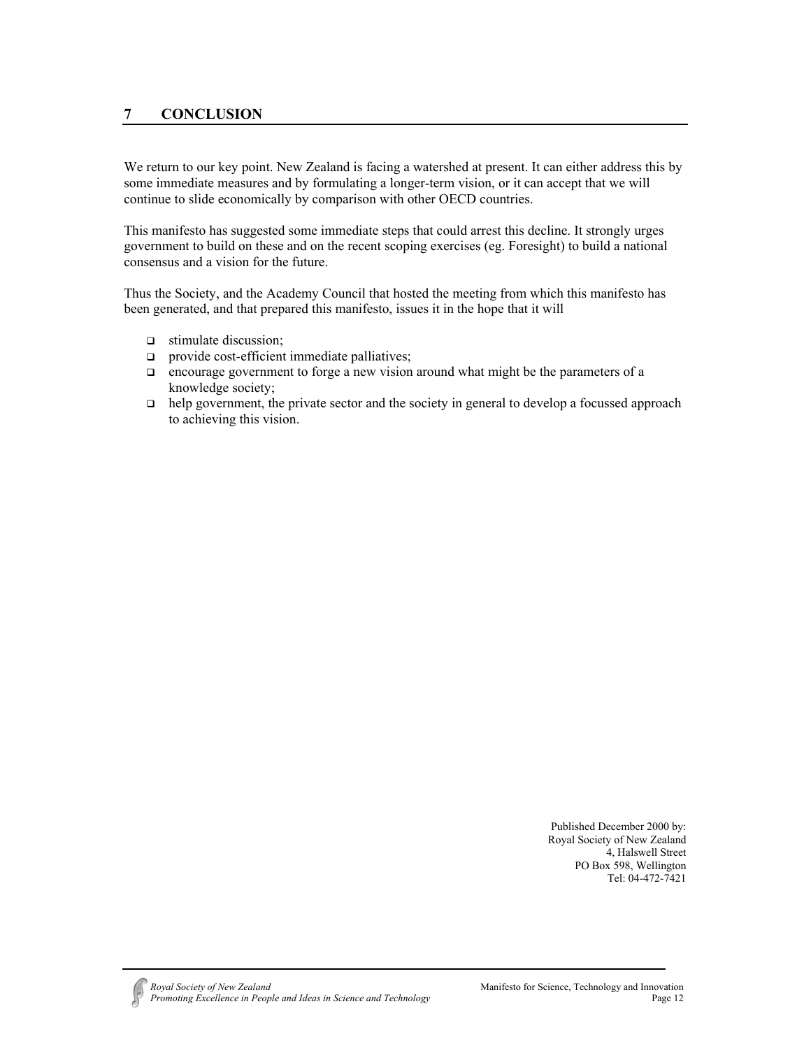## 7 CONCLUSION

We return to our key point. New Zealand is facing a watershed at present. It can either address this by some immediate measures and by formulating a longer-term vision, or it can accept that we will continue to slide economically by comparison with other OECD countries.

This manifesto has suggested some immediate steps that could arrest this decline. It strongly urges government to build on these and on the recent scoping exercises (eg. Foresight) to build a national consensus and a vision for the future.

Thus the Society, and the Academy Council that hosted the meeting from which this manifesto has been generated, and that prepared this manifesto, issues it in the hope that it will

- stimulate discussion;
- provide cost-efficient immediate palliatives;
- encourage government to forge a new vision around what might be the parameters of a knowledge society;
- help government, the private sector and the society in general to develop a focussed approach to achieving this vision.

Published December 2000 by:
Royal Society of New Zealand
4, Halswell Street
PO Box 598, Wellington
Tel: 04-472-7421